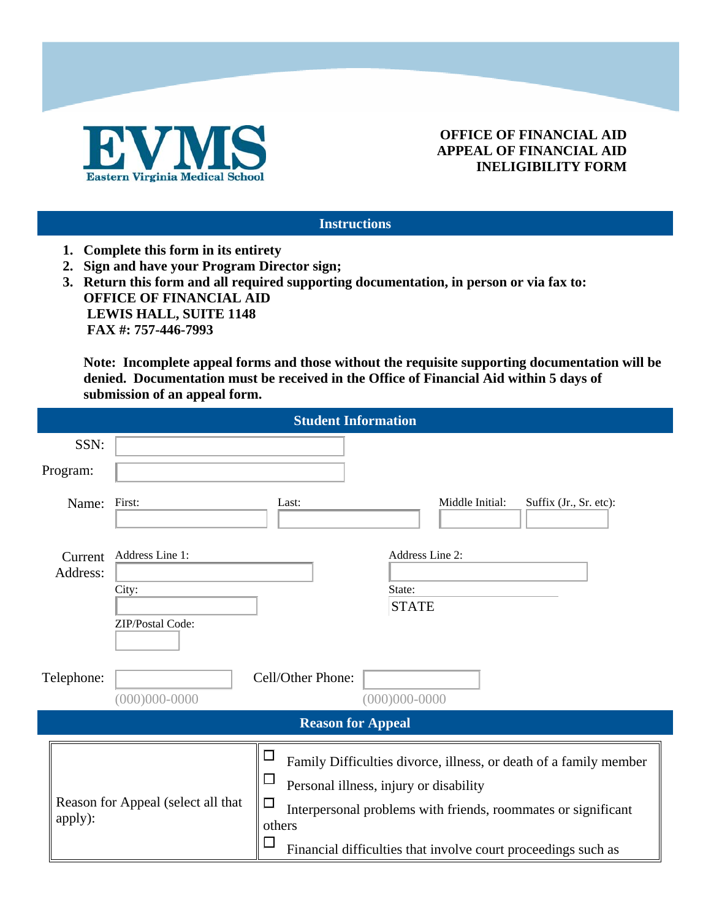EVMS
Eastern Virginia Medical School

**OFFICE OF FINANCIAL AID**
**APPEAL OF FINANCIAL AID INELIGIBILITY FORM**

## Instructions

1. **Complete this form in its entirety**
2. **Sign and have your Program Director sign;**
3. **Return this form and all required supporting documentation, in person or via fax to:**
   **OFFICE OF FINANCIAL AID**
   **LEWIS HALL, SUITE 1148**
   **FAX #: 757-446-7993**

**Note: Incomplete appeal forms and those without the requisite supporting documentation will be denied. Documentation must be received in the Office of Financial Aid within 5 days of submission of an appeal form.**

## Student Information

SSN:

Program:

Name: First: Last: Middle Initial: Suffix (Jr., Sr. etc):

Current Address: Address Line 1: Address Line 2:

City: State: STATE

ZIP/Postal Code:

Telephone: (000)000-0000 Cell/Other Phone: (000)000-0000

## Reason for Appeal

| Reason for Appeal (select all that apply): | ☐ Family Difficulties divorce, illness, or death of a family member<br>☐ Personal illness, injury or disability<br>☐ Interpersonal problems with friends, roommates or significant others<br>☐ Financial difficulties that involve court proceedings such as |
|---|---|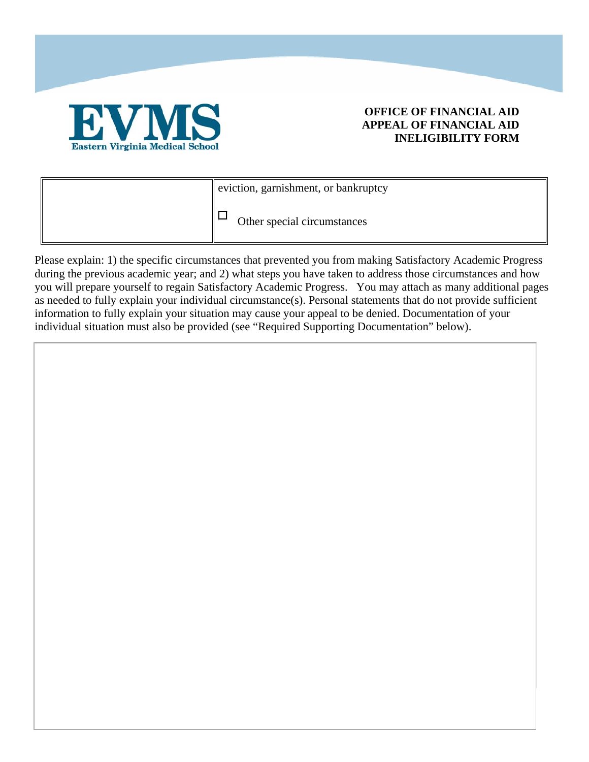**OFFICE OF FINANCIAL AID**
**APPEAL OF FINANCIAL AID**
**INELIGIBILITY FORM**

| | |
|---|---|
| | eviction, garnishment, or bankruptcy<br><br>☐ Other special circumstances |

Please explain: 1) the specific circumstances that prevented you from making Satisfactory Academic Progress during the previous academic year; and 2) what steps you have taken to address those circumstances and how you will prepare yourself to regain Satisfactory Academic Progress. You may attach as many additional pages as needed to fully explain your individual circumstance(s). Personal statements that do not provide sufficient information to fully explain your situation may cause your appeal to be denied. Documentation of your individual situation must also be provided (see "Required Supporting Documentation" below).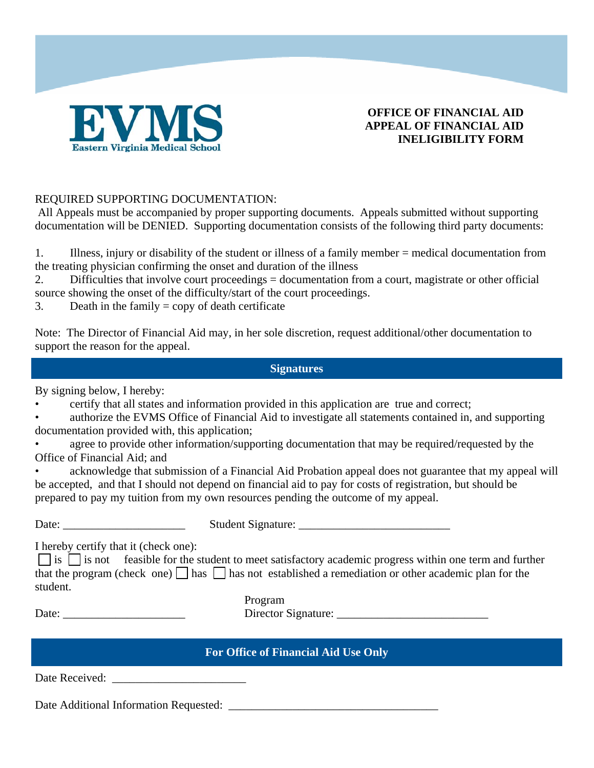EVMS
Eastern Virginia Medical School

**OFFICE OF FINANCIAL AID**
**APPEAL OF FINANCIAL AID INELIGIBILITY FORM**

REQUIRED SUPPORTING DOCUMENTATION:

All Appeals must be accompanied by proper supporting documents. Appeals submitted without supporting documentation will be DENIED. Supporting documentation consists of the following third party documents:

1. Illness, injury or disability of the student or illness of a family member = medical documentation from the treating physician confirming the onset and duration of the illness
2. Difficulties that involve court proceedings = documentation from a court, magistrate or other official source showing the onset of the difficulty/start of the court proceedings.
3. Death in the family = copy of death certificate

Note: The Director of Financial Aid may, in her sole discretion, request additional/other documentation to support the reason for the appeal.

## Signatures

By signing below, I hereby:

- certify that all states and information provided in this application are true and correct;
- authorize the EVMS Office of Financial Aid to investigate all statements contained in, and supporting documentation provided with, this application;
- agree to provide other information/supporting documentation that may be required/requested by the Office of Financial Aid; and
- acknowledge that submission of a Financial Aid Probation appeal does not guarantee that my appeal will be accepted, and that I should not depend on financial aid to pay for costs of registration, but should be prepared to pay my tuition from my own resources pending the outcome of my appeal.

Date: ____________________ Student Signature: ________________________

I hereby certify that it (check one):

☐ is ☐ is not feasible for the student to meet satisfactory academic progress within one term and further that the program (check one) ☐ has ☐ has not established a remediation or other academic plan for the student.

Date: ____________________ Program Director Signature: ________________________

## For Office of Financial Aid Use Only

Date Received: ____________________

Date Additional Information Requested: ________________________________